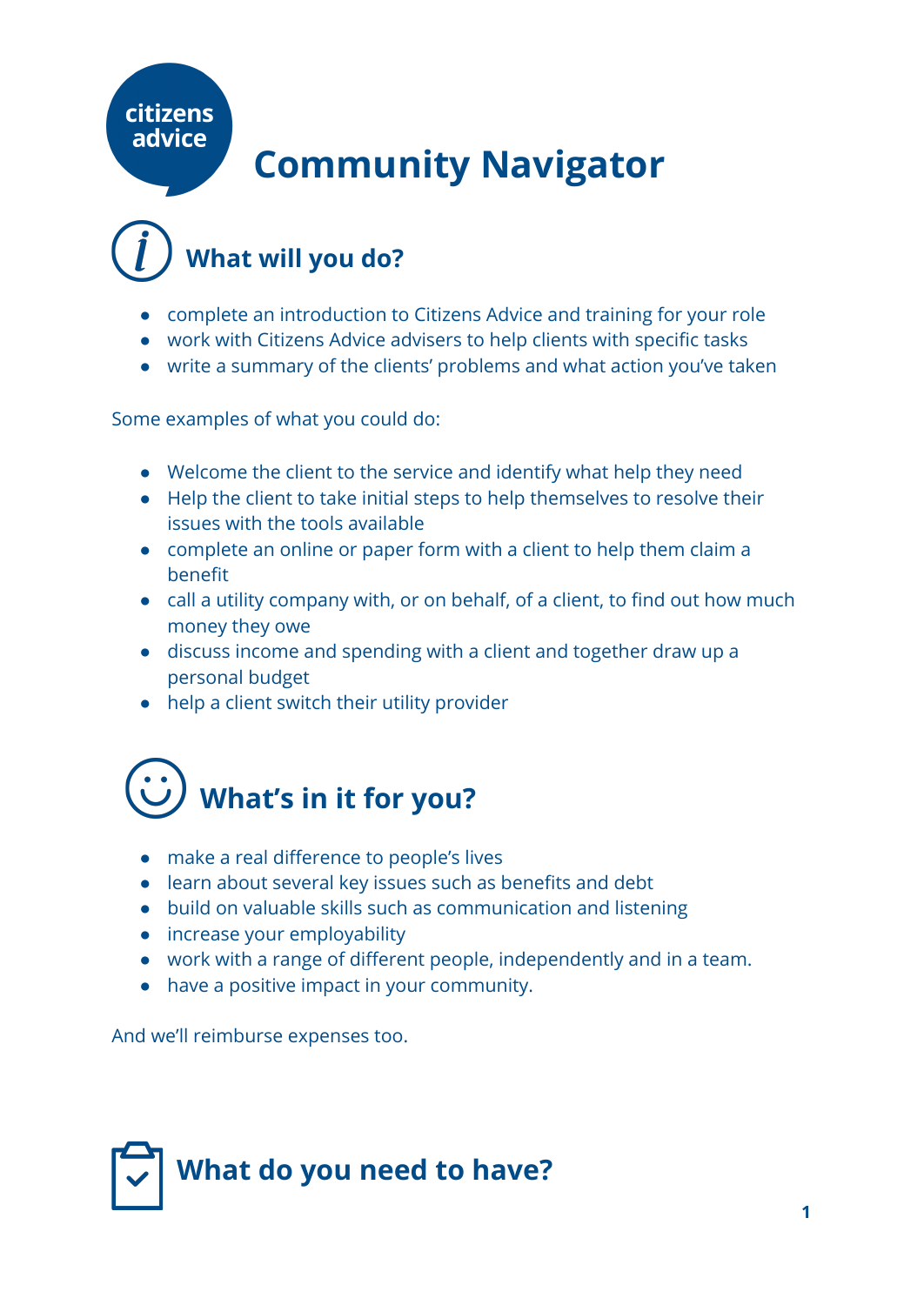citizens advice

# Community Navigator

## What will you do?

- complete an introduction to Citizens Advice and training for your role
- work with Citizens Advice advisers to help clients with specific tasks
- write a summary of the clients' problems and what action you've taken

Some examples of what you could do:

- Welcome the client to the service and identify what help they need
- Help the client to take initial steps to help themselves to resolve their issues with the tools available
- complete an online or paper form with a client to help them claim a benefit
- call a utility company with, or on behalf, of a client, to find out how much money they owe
- discuss income and spending with a client and together draw up a personal budget
- help a client switch their utility provider

## What's in it for you?

- make a real difference to people's lives
- learn about several key issues such as benefits and debt
- build on valuable skills such as communication and listening
- increase your employability
- work with a range of different people, independently and in a team.
- have a positive impact in your community.

And we'll reimburse expenses too.

## What do you need to have?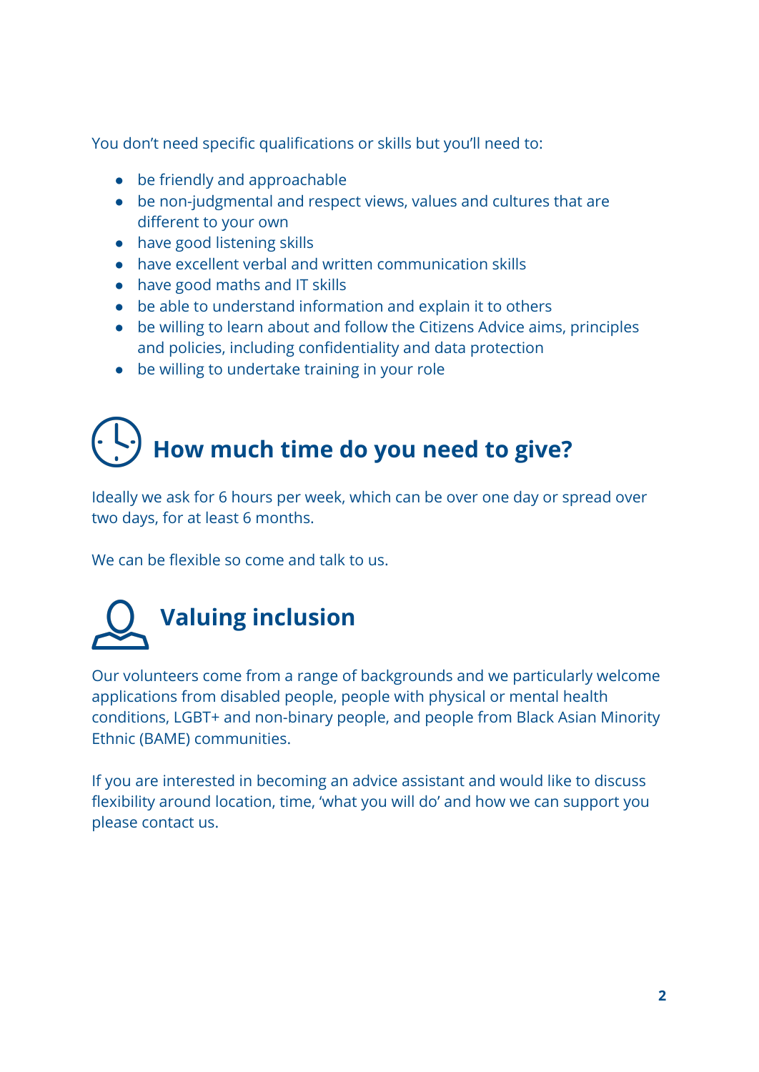You don't need specific qualifications or skills but you'll need to:

- be friendly and approachable
- be non-judgmental and respect views, values and cultures that are different to your own
- have good listening skills
- have excellent verbal and written communication skills
- have good maths and IT skills
- be able to understand information and explain it to others
- be willing to learn about and follow the Citizens Advice aims, principles and policies, including confidentiality and data protection
- be willing to undertake training in your role

## How much time do you need to give?

Ideally we ask for 6 hours per week, which can be over one day or spread over two days, for at least 6 months.

We can be flexible so come and talk to us.

## Valuing inclusion

Our volunteers come from a range of backgrounds and we particularly welcome applications from disabled people, people with physical or mental health conditions, LGBT+ and non-binary people, and people from Black Asian Minority Ethnic (BAME) communities.

If you are interested in becoming an advice assistant and would like to discuss flexibility around location, time, 'what you will do' and how we can support you please contact us.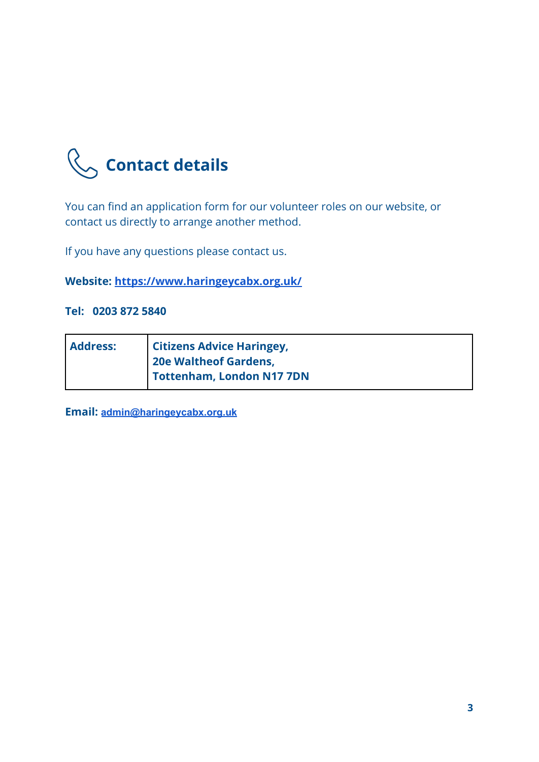## Contact details

You can find an application form for our volunteer roles on our website, or contact us directly to arrange another method.

If you have any questions please contact us.

**Website:** [https://www.haringeycabx.org.uk/](https://www.haringeycabx.org.uk/)

**Tel: 0203 872 5840**

| | |
|---|---|
| **Address:** | **Citizens Advice Haringey,**<br>**20e Waltheof Gardens,**<br>**Tottenham, London N17 7DN** |

**Email:** [admin@haringeycabx.org.uk](mailto:admin@haringeycabx.org.uk)